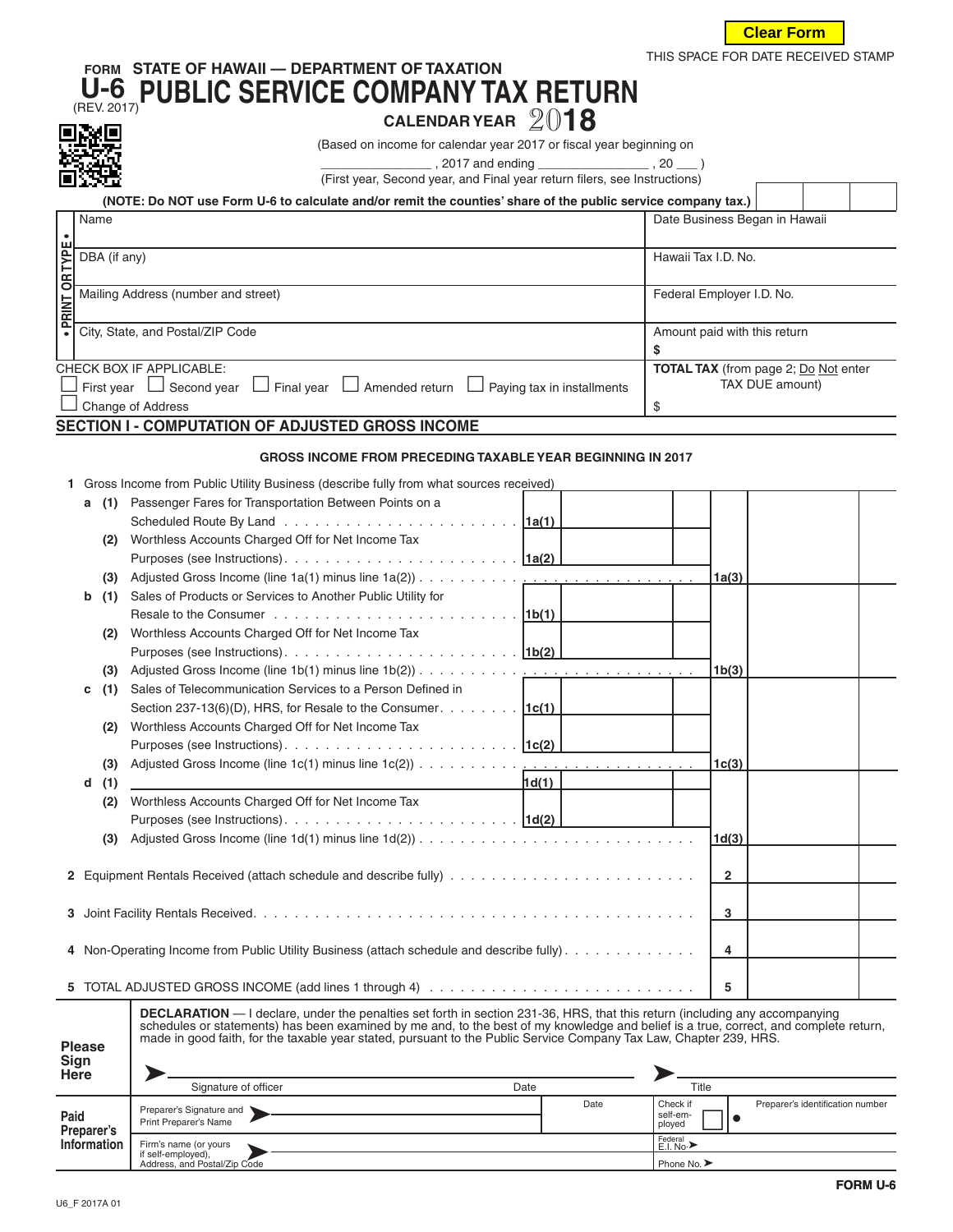Clear Form

THIS SPACE FOR DATE RECEIVED STAMP

FORM **U-6** (REV. 2017)

# STATE OF HAWAII — DEPARTMENT OF TAXATION
# PUBLIC SERVICE COMPANY TAX RETURN

**CALENDAR YEAR 2018**

(Based on income for calendar year 2017 or fiscal year beginning on ________________ , 2017 and ending ________________ , 20 ___ )
(First year, Second year, and Final year return filers, see Instructions)

**(NOTE: Do NOT use Form U-6 to calculate and/or remit the counties' share of the public service company tax.)**

• PRINT OR TYPE •

| | |
|---|---|
| Name | Date Business Began in Hawaii |
| DBA (if any) | Hawaii Tax I.D. No. |
| Mailing Address (number and street) | Federal Employer I.D. No. |
| City, State, and Postal/ZIP Code | Amount paid with this return<br>$ |
| CHECK BOX IF APPLICABLE:<br>☐ First year ☐ Second year ☐ Final year ☐ Amended return ☐ Paying tax in installments<br>☐ Change of Address | **TOTAL TAX** (from page 2; Do Not enter TAX DUE amount)<br>$ |

## SECTION I - COMPUTATION OF ADJUSTED GROSS INCOME

**GROSS INCOME FROM PRECEDING TAXABLE YEAR BEGINNING IN 2017**

**1** Gross Income from Public Utility Business (describe fully from what sources received)

| Line | Description | Line | Amount | Line | Amount |
|---|---|---|---|---|---|
| a (1) | Passenger Fares for Transportation Between Points on a Scheduled Route By Land | 1a(1) | | | |
| (2) | Worthless Accounts Charged Off for Net Income Tax Purposes (see Instructions) | 1a(2) | | | |
| (3) | Adjusted Gross Income (line 1a(1) minus line 1a(2)) | | | 1a(3) | |
| b (1) | Sales of Products or Services to Another Public Utility for Resale to the Consumer | 1b(1) | | | |
| (2) | Worthless Accounts Charged Off for Net Income Tax Purposes (see Instructions) | 1b(2) | | | |
| (3) | Adjusted Gross Income (line 1b(1) minus line 1b(2)) | | | 1b(3) | |
| c (1) | Sales of Telecommunication Services to a Person Defined in Section 237-13(6)(D), HRS, for Resale to the Consumer | 1c(1) | | | |
| (2) | Worthless Accounts Charged Off for Net Income Tax Purposes (see Instructions) | 1c(2) | | | |
| (3) | Adjusted Gross Income (line 1c(1) minus line 1c(2)) | | | 1c(3) | |
| d (1) | ________________ | 1d(1) | | | |
| (2) | Worthless Accounts Charged Off for Net Income Tax Purposes (see Instructions) | 1d(2) | | | |
| (3) | Adjusted Gross Income (line 1d(1) minus line 1d(2)) | | | 1d(3) | |
| 2 | Equipment Rentals Received (attach schedule and describe fully) | | | 2 | |
| 3 | Joint Facility Rentals Received | | | 3 | |
| 4 | Non-Operating Income from Public Utility Business (attach schedule and describe fully) | | | 4 | |
| 5 | TOTAL ADJUSTED GROSS INCOME (add lines 1 through 4) | | | 5 | |

**Please Sign Here**

**DECLARATION** — I declare, under the penalties set forth in section 231-36, HRS, that this return (including any accompanying schedules or statements) has been examined by me and, to the best of my knowledge and belief is a true, correct, and complete return, made in good faith, for the taxable year stated, pursuant to the Public Service Company Tax Law, Chapter 239, HRS.

➤ ______________________________ Signature of officer &nbsp;&nbsp;&nbsp; Date &nbsp;&nbsp;&nbsp; ➤ ______________________ Title

**Paid Preparer's Information**

| | | | |
|---|---|---|---|
| Preparer's Signature and Print Preparer's Name ➤ | Date | Check if self-employed ☐ | Preparer's identification number |
| Firm's name (or yours if self-employed), Address, and Postal/Zip Code ➤ | | Federal E.I. No. ➤ | |
| | | Phone No. ➤ | |

U6_F 2017A 01

**FORM U-6**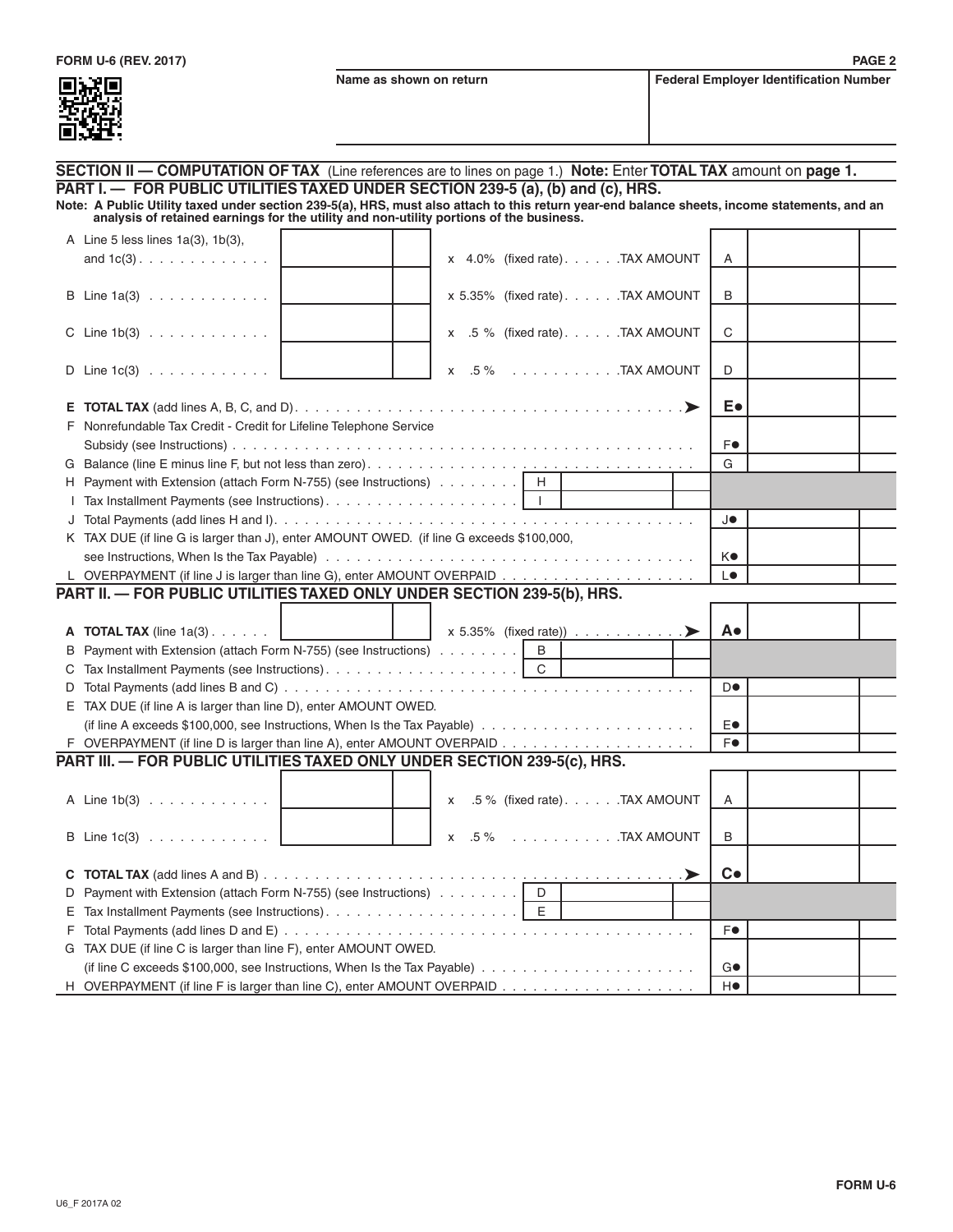FORM U-6 (REV. 2017)

| Name as shown on return | Federal Employer Identification Number |
|---|---|
| | |

## SECTION II — COMPUTATION OF TAX (Line references are to lines on page 1.) Note: Enter TOTAL TAX amount on page 1.

### PART I. — FOR PUBLIC UTILITIES TAXED UNDER SECTION 239-5 (a), (b) and (c), HRS.

**Note: A Public Utility taxed under section 239-5(a), HRS, must also attach to this return year-end balance sheets, income statements, and an analysis of retained earnings for the utility and non-utility portions of the business.**

| | | | | | |
|---|---|---|---|---|---|
| A Line 5 less lines 1a(3), 1b(3), and 1c(3) | | | x 4.0% (fixed rate) . . . . . TAX AMOUNT | A | |
| B Line 1a(3) | | | x 5.35% (fixed rate) . . . . . TAX AMOUNT | B | |
| C Line 1b(3) | | | x .5 % (fixed rate) . . . . . TAX AMOUNT | C | |
| D Line 1c(3) | | | x .5 % . . . . . TAX AMOUNT | D | |
| **E TOTAL TAX** (add lines A, B, C, and D) | | | ➤ | E● | |
| F Nonrefundable Tax Credit - Credit for Lifeline Telephone Service Subsidy (see Instructions) | | | | F● | |
| G Balance (line E minus line F, but not less than zero) | | | | G | |
| H Payment with Extension (attach Form N-755) (see Instructions) | H | | | | |
| I Tax Installment Payments (see Instructions) | I | | | | |
| J Total Payments (add lines H and I) | | | | J● | |
| K TAX DUE (if line G is larger than J), enter AMOUNT OWED. (if line G exceeds $100,000, see Instructions, When Is the Tax Payable) | | | | K● | |
| L OVERPAYMENT (if line J is larger than line G), enter AMOUNT OVERPAID | | | | L● | |

### PART II. — FOR PUBLIC UTILITIES TAXED ONLY UNDER SECTION 239-5(b), HRS.

| | | | | | |
|---|---|---|---|---|---|
| **A TOTAL TAX** (line 1a(3) | | | x 5.35% (fixed rate)) ➤ | A● | |
| B Payment with Extension (attach Form N-755) (see Instructions) | B | | | | |
| C Tax Installment Payments (see Instructions) | C | | | | |
| D Total Payments (add lines B and C) | | | | D● | |
| E TAX DUE (if line A is larger than line D), enter AMOUNT OWED. (if line A exceeds $100,000, see Instructions, When Is the Tax Payable) | | | | E● | |
| F OVERPAYMENT (if line D is larger than line A), enter AMOUNT OVERPAID | | | | F● | |

### PART III. — FOR PUBLIC UTILITIES TAXED ONLY UNDER SECTION 239-5(c), HRS.

| | | | | | |
|---|---|---|---|---|---|
| A Line 1b(3) | | | x .5 % (fixed rate) . . . . . TAX AMOUNT | A | |
| B Line 1c(3) | | | x .5 % . . . . . TAX AMOUNT | B | |
| **C TOTAL TAX** (add lines A and B) | | | ➤ | C● | |
| D Payment with Extension (attach Form N-755) (see Instructions) | D | | | | |
| E Tax Installment Payments (see Instructions) | E | | | | |
| F Total Payments (add lines D and E) | | | | F● | |
| G TAX DUE (if line C is larger than line F), enter AMOUNT OWED. (if line C exceeds $100,000, see Instructions, When Is the Tax Payable) | | | | G● | |
| H OVERPAYMENT (if line F is larger than line C), enter AMOUNT OVERPAID | | | | H● | |

FORM U-6

U6_F 2017A 02